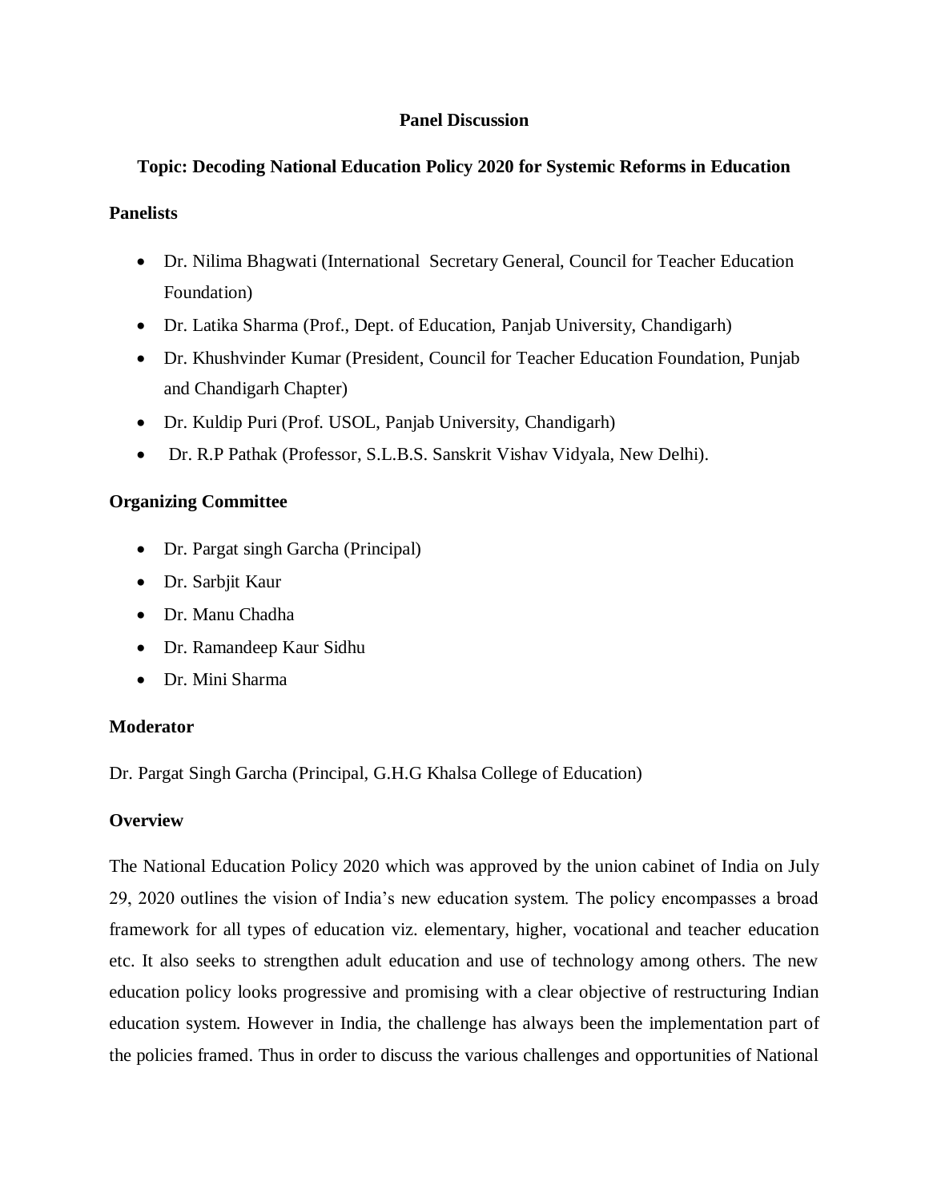# Panel Discussion

## Topic: Decoding National Education Policy 2020 for Systemic Reforms in Education

**Panelists**

- Dr. Nilima Bhagwati (International Secretary General, Council for Teacher Education Foundation)
- Dr. Latika Sharma (Prof., Dept. of Education, Panjab University, Chandigarh)
- Dr. Khushvinder Kumar (President, Council for Teacher Education Foundation, Punjab and Chandigarh Chapter)
- Dr. Kuldip Puri (Prof. USOL, Panjab University, Chandigarh)
- Dr. R.P Pathak (Professor, S.L.B.S. Sanskrit Vishav Vidyala, New Delhi).

**Organizing Committee**

- Dr. Pargat singh Garcha (Principal)
- Dr. Sarbjit Kaur
- Dr. Manu Chadha
- Dr. Ramandeep Kaur Sidhu
- Dr. Mini Sharma

**Moderator**

Dr. Pargat Singh Garcha (Principal, G.H.G Khalsa College of Education)

**Overview**

The National Education Policy 2020 which was approved by the union cabinet of India on July 29, 2020 outlines the vision of India's new education system. The policy encompasses a broad framework for all types of education viz. elementary, higher, vocational and teacher education etc. It also seeks to strengthen adult education and use of technology among others. The new education policy looks progressive and promising with a clear objective of restructuring Indian education system. However in India, the challenge has always been the implementation part of the policies framed. Thus in order to discuss the various challenges and opportunities of National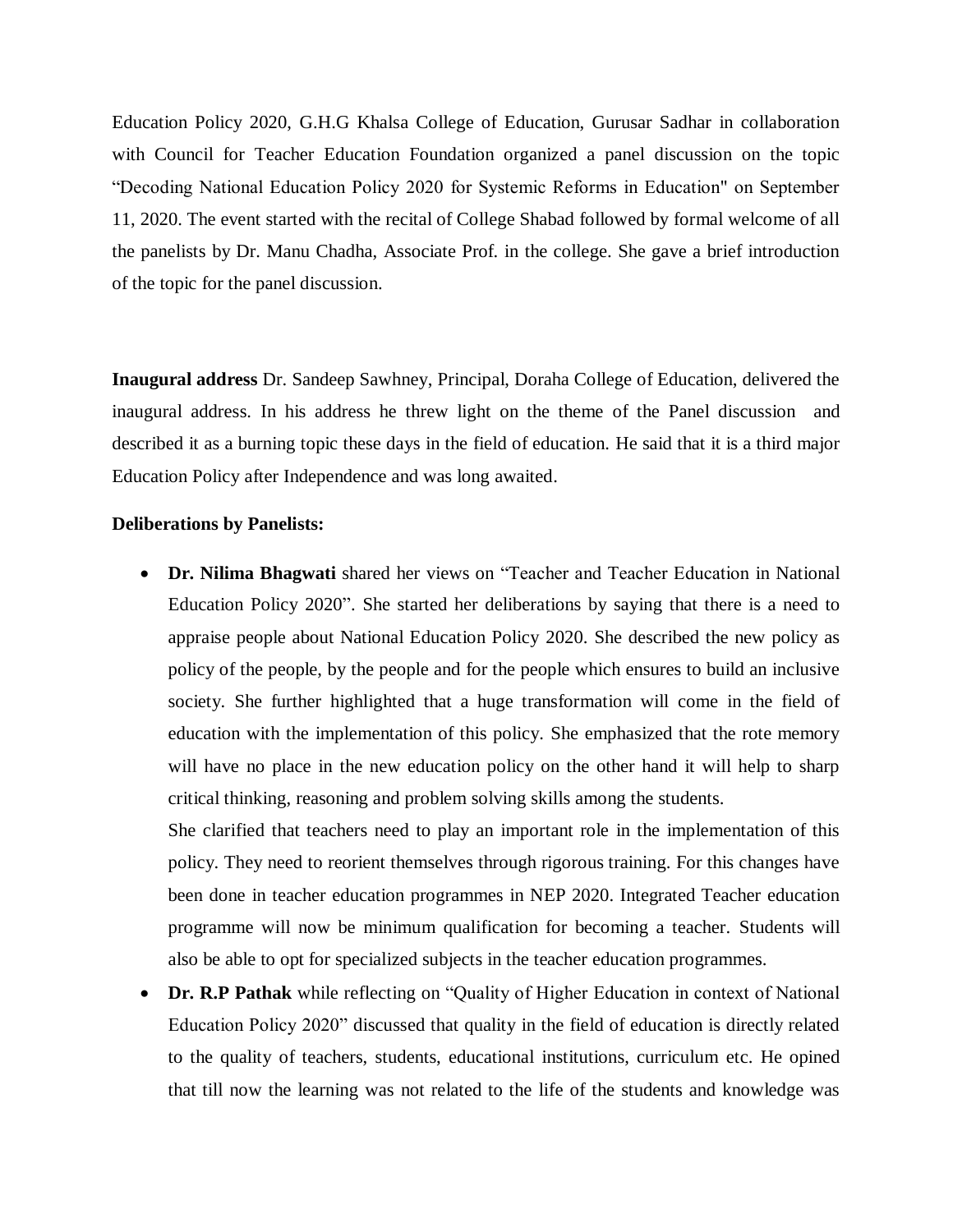Education Policy 2020, G.H.G Khalsa College of Education, Gurusar Sadhar in collaboration with Council for Teacher Education Foundation organized a panel discussion on the topic "Decoding National Education Policy 2020 for Systemic Reforms in Education" on September 11, 2020. The event started with the recital of College Shabad followed by formal welcome of all the panelists by Dr. Manu Chadha, Associate Prof. in the college. She gave a brief introduction of the topic for the panel discussion.

**Inaugural address** Dr. Sandeep Sawhney, Principal, Doraha College of Education, delivered the inaugural address. In his address he threw light on the theme of the Panel discussion and described it as a burning topic these days in the field of education. He said that it is a third major Education Policy after Independence and was long awaited.

**Deliberations by Panelists:**

- **Dr. Nilima Bhagwati** shared her views on "Teacher and Teacher Education in National Education Policy 2020". She started her deliberations by saying that there is a need to appraise people about National Education Policy 2020. She described the new policy as policy of the people, by the people and for the people which ensures to build an inclusive society. She further highlighted that a huge transformation will come in the field of education with the implementation of this policy. She emphasized that the rote memory will have no place in the new education policy on the other hand it will help to sharp critical thinking, reasoning and problem solving skills among the students.

  She clarified that teachers need to play an important role in the implementation of this policy. They need to reorient themselves through rigorous training. For this changes have been done in teacher education programmes in NEP 2020. Integrated Teacher education programme will now be minimum qualification for becoming a teacher. Students will also be able to opt for specialized subjects in the teacher education programmes.

- **Dr. R.P Pathak** while reflecting on "Quality of Higher Education in context of National Education Policy 2020" discussed that quality in the field of education is directly related to the quality of teachers, students, educational institutions, curriculum etc. He opined that till now the learning was not related to the life of the students and knowledge was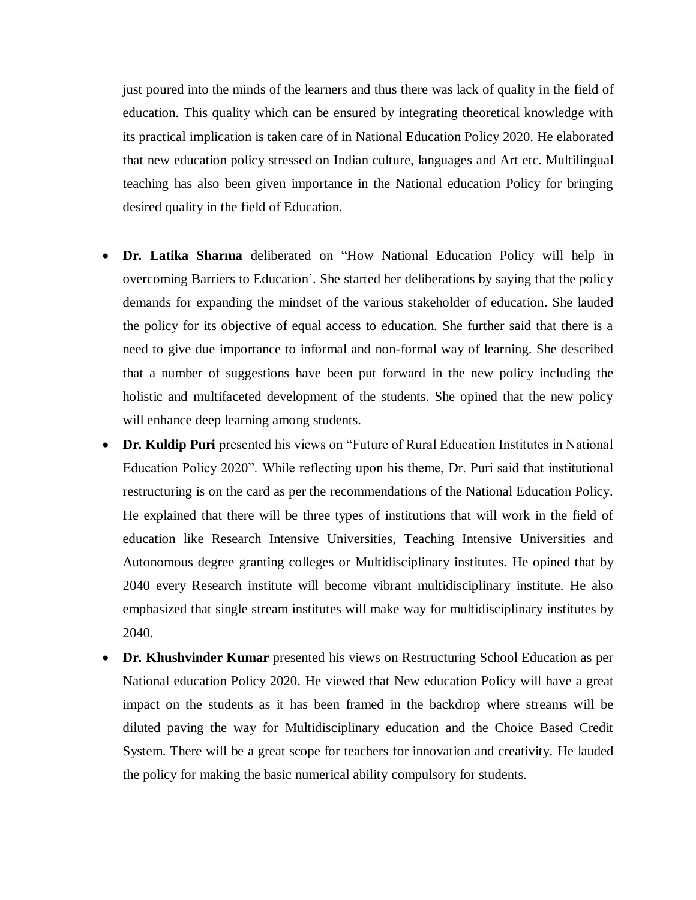just poured into the minds of the learners and thus there was lack of quality in the field of education. This quality which can be ensured by integrating theoretical knowledge with its practical implication is taken care of in National Education Policy 2020. He elaborated that new education policy stressed on Indian culture, languages and Art etc. Multilingual teaching has also been given importance in the National education Policy for bringing desired quality in the field of Education.

- **Dr. Latika Sharma** deliberated on "How National Education Policy will help in overcoming Barriers to Education'. She started her deliberations by saying that the policy demands for expanding the mindset of the various stakeholder of education. She lauded the policy for its objective of equal access to education. She further said that there is a need to give due importance to informal and non-formal way of learning. She described that a number of suggestions have been put forward in the new policy including the holistic and multifaceted development of the students. She opined that the new policy will enhance deep learning among students.
- **Dr. Kuldip Puri** presented his views on "Future of Rural Education Institutes in National Education Policy 2020". While reflecting upon his theme, Dr. Puri said that institutional restructuring is on the card as per the recommendations of the National Education Policy. He explained that there will be three types of institutions that will work in the field of education like Research Intensive Universities, Teaching Intensive Universities and Autonomous degree granting colleges or Multidisciplinary institutes. He opined that by 2040 every Research institute will become vibrant multidisciplinary institute. He also emphasized that single stream institutes will make way for multidisciplinary institutes by 2040.
- **Dr. Khushvinder Kumar** presented his views on Restructuring School Education as per National education Policy 2020. He viewed that New education Policy will have a great impact on the students as it has been framed in the backdrop where streams will be diluted paving the way for Multidisciplinary education and the Choice Based Credit System. There will be a great scope for teachers for innovation and creativity. He lauded the policy for making the basic numerical ability compulsory for students.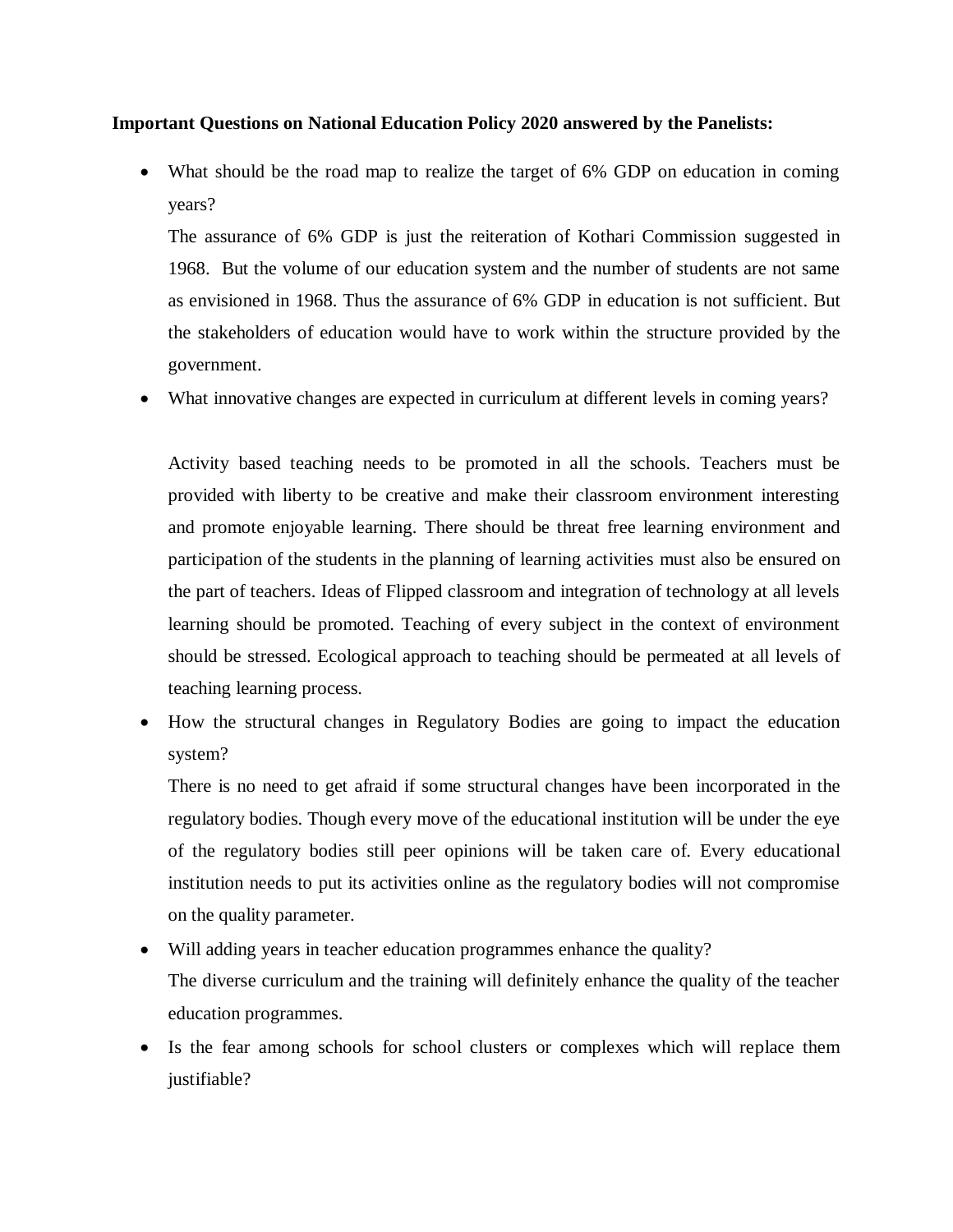**Important Questions on National Education Policy 2020 answered by the Panelists:**

- What should be the road map to realize the target of 6% GDP on education in coming years?

  The assurance of 6% GDP is just the reiteration of Kothari Commission suggested in 1968. But the volume of our education system and the number of students are not same as envisioned in 1968. Thus the assurance of 6% GDP in education is not sufficient. But the stakeholders of education would have to work within the structure provided by the government.

- What innovative changes are expected in curriculum at different levels in coming years?

  Activity based teaching needs to be promoted in all the schools. Teachers must be provided with liberty to be creative and make their classroom environment interesting and promote enjoyable learning. There should be threat free learning environment and participation of the students in the planning of learning activities must also be ensured on the part of teachers. Ideas of Flipped classroom and integration of technology at all levels learning should be promoted. Teaching of every subject in the context of environment should be stressed. Ecological approach to teaching should be permeated at all levels of teaching learning process.

- How the structural changes in Regulatory Bodies are going to impact the education system?

  There is no need to get afraid if some structural changes have been incorporated in the regulatory bodies. Though every move of the educational institution will be under the eye of the regulatory bodies still peer opinions will be taken care of. Every educational institution needs to put its activities online as the regulatory bodies will not compromise on the quality parameter.

- Will adding years in teacher education programmes enhance the quality?

  The diverse curriculum and the training will definitely enhance the quality of the teacher education programmes.

- Is the fear among schools for school clusters or complexes which will replace them justifiable?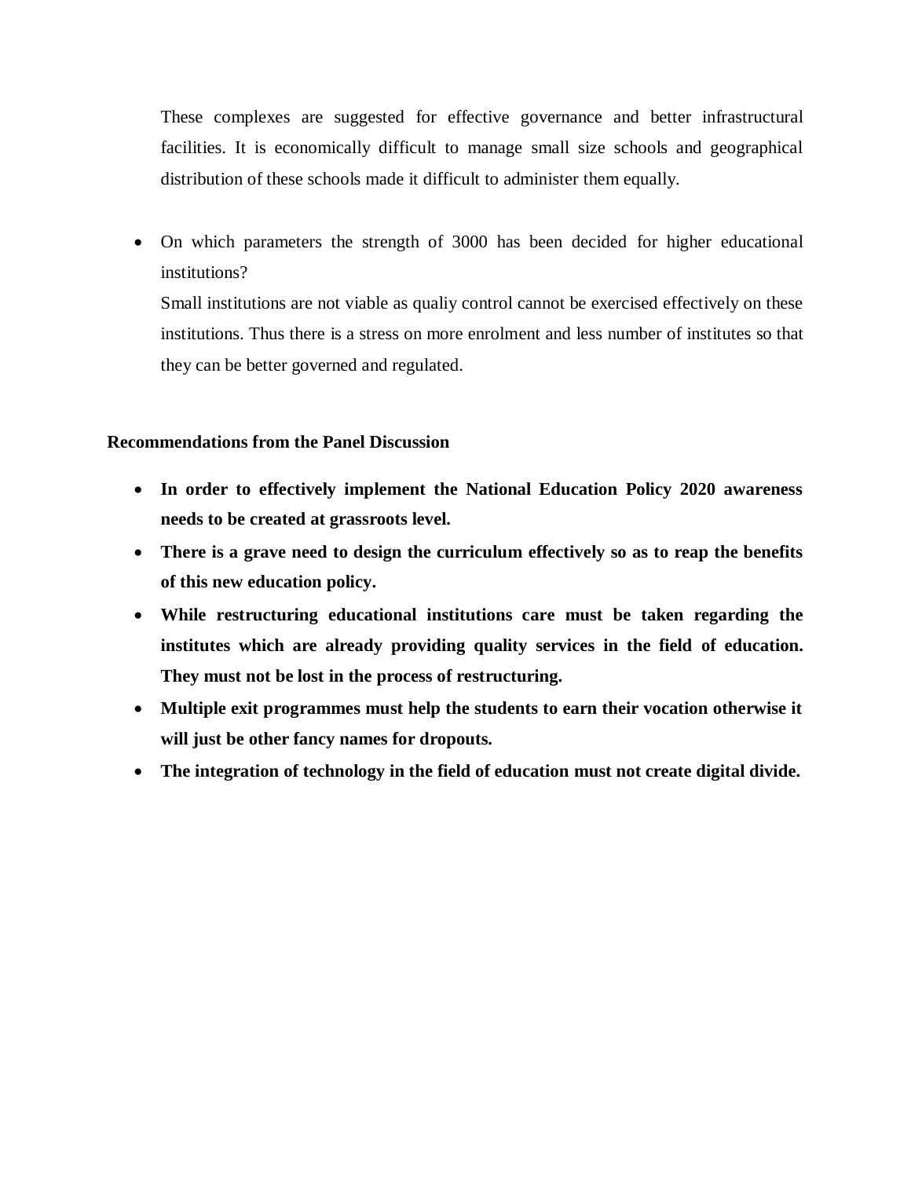These complexes are suggested for effective governance and better infrastructural facilities. It is economically difficult to manage small size schools and geographical distribution of these schools made it difficult to administer them equally.

- On which parameters the strength of 3000 has been decided for higher educational institutions?

  Small institutions are not viable as qualiy control cannot be exercised effectively on these institutions. Thus there is a stress on more enrolment and less number of institutes so that they can be better governed and regulated.

**Recommendations from the Panel Discussion**

- **In order to effectively implement the National Education Policy 2020 awareness needs to be created at grassroots level.**
- **There is a grave need to design the curriculum effectively so as to reap the benefits of this new education policy.**
- **While restructuring educational institutions care must be taken regarding the institutes which are already providing quality services in the field of education. They must not be lost in the process of restructuring.**
- **Multiple exit programmes must help the students to earn their vocation otherwise it will just be other fancy names for dropouts.**
- **The integration of technology in the field of education must not create digital divide.**